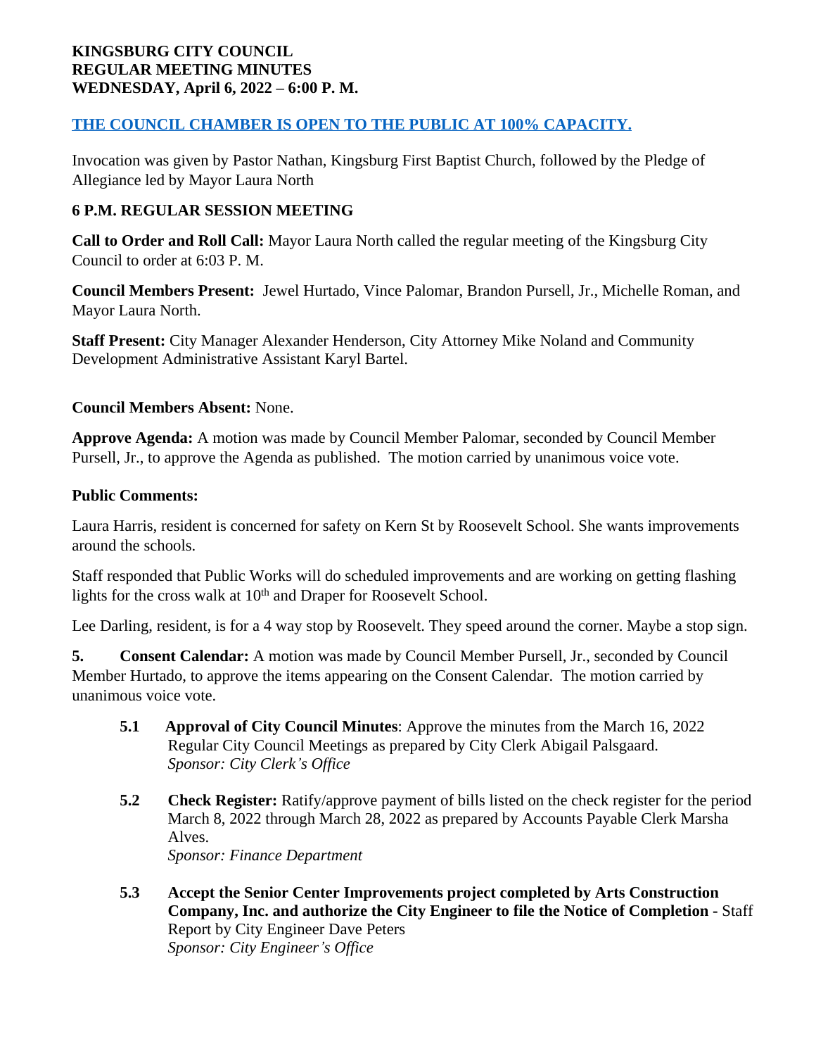**KINGSBURG CITY COUNCIL**
**REGULAR MEETING MINUTES**
**WEDNESDAY, April 6, 2022 – 6:00 P. M.**

**THE COUNCIL CHAMBER IS OPEN TO THE PUBLIC AT 100% CAPACITY.**

Invocation was given by Pastor Nathan, Kingsburg First Baptist Church, followed by the Pledge of Allegiance led by Mayor Laura North

**6 P.M. REGULAR SESSION MEETING**

**Call to Order and Roll Call:** Mayor Laura North called the regular meeting of the Kingsburg City Council to order at 6:03 P. M.

**Council Members Present:** Jewel Hurtado, Vince Palomar, Brandon Pursell, Jr., Michelle Roman, and Mayor Laura North.

**Staff Present:** City Manager Alexander Henderson, City Attorney Mike Noland and Community Development Administrative Assistant Karyl Bartel.

**Council Members Absent:** None.

**Approve Agenda:** A motion was made by Council Member Palomar, seconded by Council Member Pursell, Jr., to approve the Agenda as published. The motion carried by unanimous voice vote.

**Public Comments:**

Laura Harris, resident is concerned for safety on Kern St by Roosevelt School. She wants improvements around the schools.

Staff responded that Public Works will do scheduled improvements and are working on getting flashing lights for the cross walk at 10th and Draper for Roosevelt School.

Lee Darling, resident, is for a 4 way stop by Roosevelt. They speed around the corner. Maybe a stop sign.

**5. Consent Calendar:** A motion was made by Council Member Pursell, Jr., seconded by Council Member Hurtado, to approve the items appearing on the Consent Calendar. The motion carried by unanimous voice vote.

**5.1 Approval of City Council Minutes**: Approve the minutes from the March 16, 2022 Regular City Council Meetings as prepared by City Clerk Abigail Palsgaard.
*Sponsor: City Clerk's Office*

**5.2 Check Register:** Ratify/approve payment of bills listed on the check register for the period March 8, 2022 through March 28, 2022 as prepared by Accounts Payable Clerk Marsha Alves.
*Sponsor: Finance Department*

**5.3 Accept the Senior Center Improvements project completed by Arts Construction Company, Inc. and authorize the City Engineer to file the Notice of Completion -** Staff Report by City Engineer Dave Peters
*Sponsor: City Engineer's Office*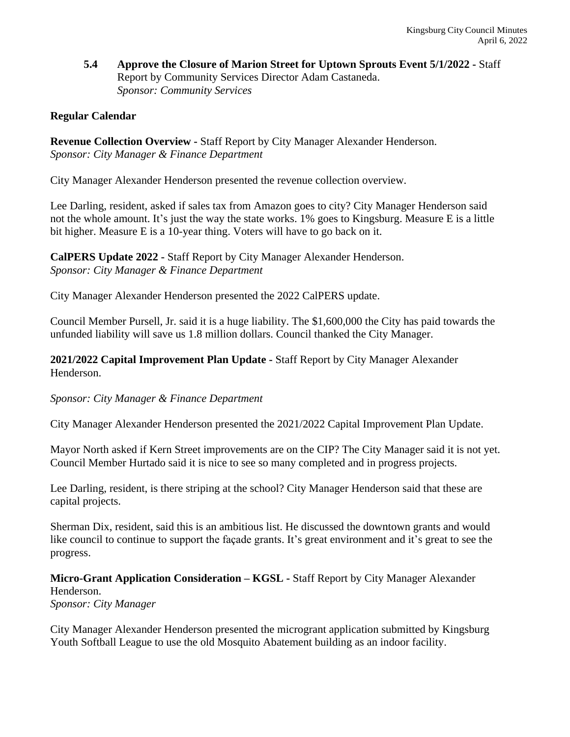**5.4 Approve the Closure of Marion Street for Uptown Sprouts Event 5/1/2022 -** Staff Report by Community Services Director Adam Castaneda.
*Sponsor: Community Services*

**Regular Calendar**

**Revenue Collection Overview -** Staff Report by City Manager Alexander Henderson.
*Sponsor: City Manager & Finance Department*

City Manager Alexander Henderson presented the revenue collection overview.

Lee Darling, resident, asked if sales tax from Amazon goes to city? City Manager Henderson said not the whole amount. It's just the way the state works. 1% goes to Kingsburg. Measure E is a little bit higher. Measure E is a 10-year thing. Voters will have to go back on it.

**CalPERS Update 2022 -** Staff Report by City Manager Alexander Henderson.
*Sponsor: City Manager & Finance Department*

City Manager Alexander Henderson presented the 2022 CalPERS update.

Council Member Pursell, Jr. said it is a huge liability. The $1,600,000 the City has paid towards the unfunded liability will save us 1.8 million dollars. Council thanked the City Manager.

**2021/2022 Capital Improvement Plan Update -** Staff Report by City Manager Alexander Henderson.

*Sponsor: City Manager & Finance Department*

City Manager Alexander Henderson presented the 2021/2022 Capital Improvement Plan Update.

Mayor North asked if Kern Street improvements are on the CIP? The City Manager said it is not yet. Council Member Hurtado said it is nice to see so many completed and in progress projects.

Lee Darling, resident, is there striping at the school? City Manager Henderson said that these are capital projects.

Sherman Dix, resident, said this is an ambitious list. He discussed the downtown grants and would like council to continue to support the façade grants. It's great environment and it's great to see the progress.

**Micro-Grant Application Consideration – KGSL -** Staff Report by City Manager Alexander Henderson.
*Sponsor: City Manager*

City Manager Alexander Henderson presented the microgrant application submitted by Kingsburg Youth Softball League to use the old Mosquito Abatement building as an indoor facility.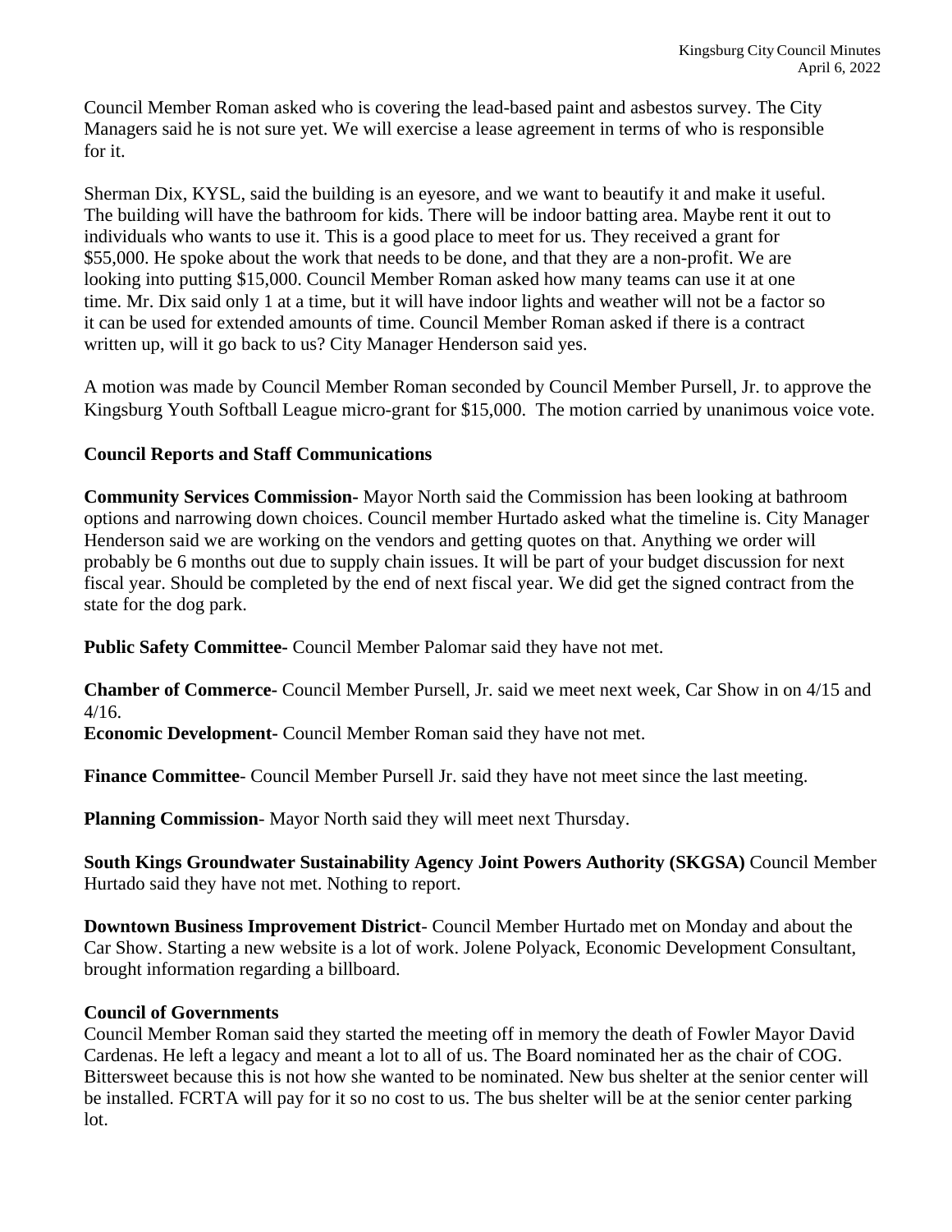Council Member Roman asked who is covering the lead-based paint and asbestos survey. The City Managers said he is not sure yet. We will exercise a lease agreement in terms of who is responsible for it.

Sherman Dix, KYSL, said the building is an eyesore, and we want to beautify it and make it useful. The building will have the bathroom for kids. There will be indoor batting area. Maybe rent it out to individuals who wants to use it. This is a good place to meet for us. They received a grant for $55,000. He spoke about the work that needs to be done, and that they are a non-profit. We are looking into putting $15,000. Council Member Roman asked how many teams can use it at one time. Mr. Dix said only 1 at a time, but it will have indoor lights and weather will not be a factor so it can be used for extended amounts of time. Council Member Roman asked if there is a contract written up, will it go back to us? City Manager Henderson said yes.

A motion was made by Council Member Roman seconded by Council Member Pursell, Jr. to approve the Kingsburg Youth Softball League micro-grant for $15,000. The motion carried by unanimous voice vote.

**Council Reports and Staff Communications**

**Community Services Commission-** Mayor North said the Commission has been looking at bathroom options and narrowing down choices. Council member Hurtado asked what the timeline is. City Manager Henderson said we are working on the vendors and getting quotes on that. Anything we order will probably be 6 months out due to supply chain issues. It will be part of your budget discussion for next fiscal year. Should be completed by the end of next fiscal year. We did get the signed contract from the state for the dog park.

**Public Safety Committee-** Council Member Palomar said they have not met.

**Chamber of Commerce-** Council Member Pursell, Jr. said we meet next week, Car Show in on 4/15 and 4/16.

**Economic Development-** Council Member Roman said they have not met.

**Finance Committee**- Council Member Pursell Jr. said they have not meet since the last meeting.

**Planning Commission**- Mayor North said they will meet next Thursday.

**South Kings Groundwater Sustainability Agency Joint Powers Authority (SKGSA)** Council Member Hurtado said they have not met. Nothing to report.

**Downtown Business Improvement District**- Council Member Hurtado met on Monday and about the Car Show. Starting a new website is a lot of work. Jolene Polyack, Economic Development Consultant, brought information regarding a billboard.

**Council of Governments**

Council Member Roman said they started the meeting off in memory the death of Fowler Mayor David Cardenas. He left a legacy and meant a lot to all of us. The Board nominated her as the chair of COG. Bittersweet because this is not how she wanted to be nominated. New bus shelter at the senior center will be installed. FCRTA will pay for it so no cost to us. The bus shelter will be at the senior center parking lot.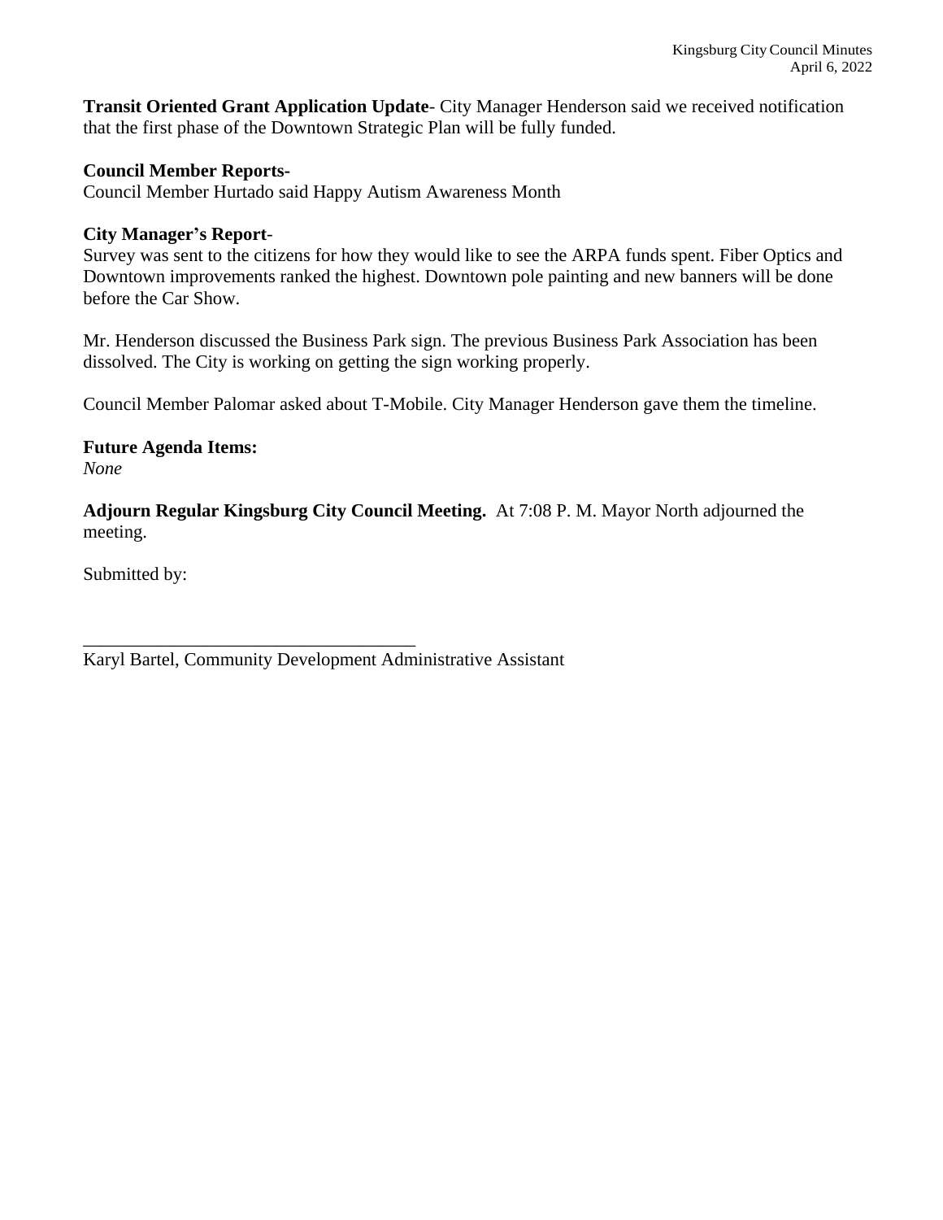**Transit Oriented Grant Application Update**- City Manager Henderson said we received notification that the first phase of the Downtown Strategic Plan will be fully funded.

**Council Member Reports-**
Council Member Hurtado said Happy Autism Awareness Month

**City Manager's Report**-
Survey was sent to the citizens for how they would like to see the ARPA funds spent. Fiber Optics and Downtown improvements ranked the highest. Downtown pole painting and new banners will be done before the Car Show.

Mr. Henderson discussed the Business Park sign. The previous Business Park Association has been dissolved. The City is working on getting the sign working properly.

Council Member Palomar asked about T-Mobile. City Manager Henderson gave them the timeline.

**Future Agenda Items:**
*None*

**Adjourn Regular Kingsburg City Council Meeting.** At 7:08 P. M. Mayor North adjourned the meeting.

Submitted by:

___________________________________
Karyl Bartel, Community Development Administrative Assistant